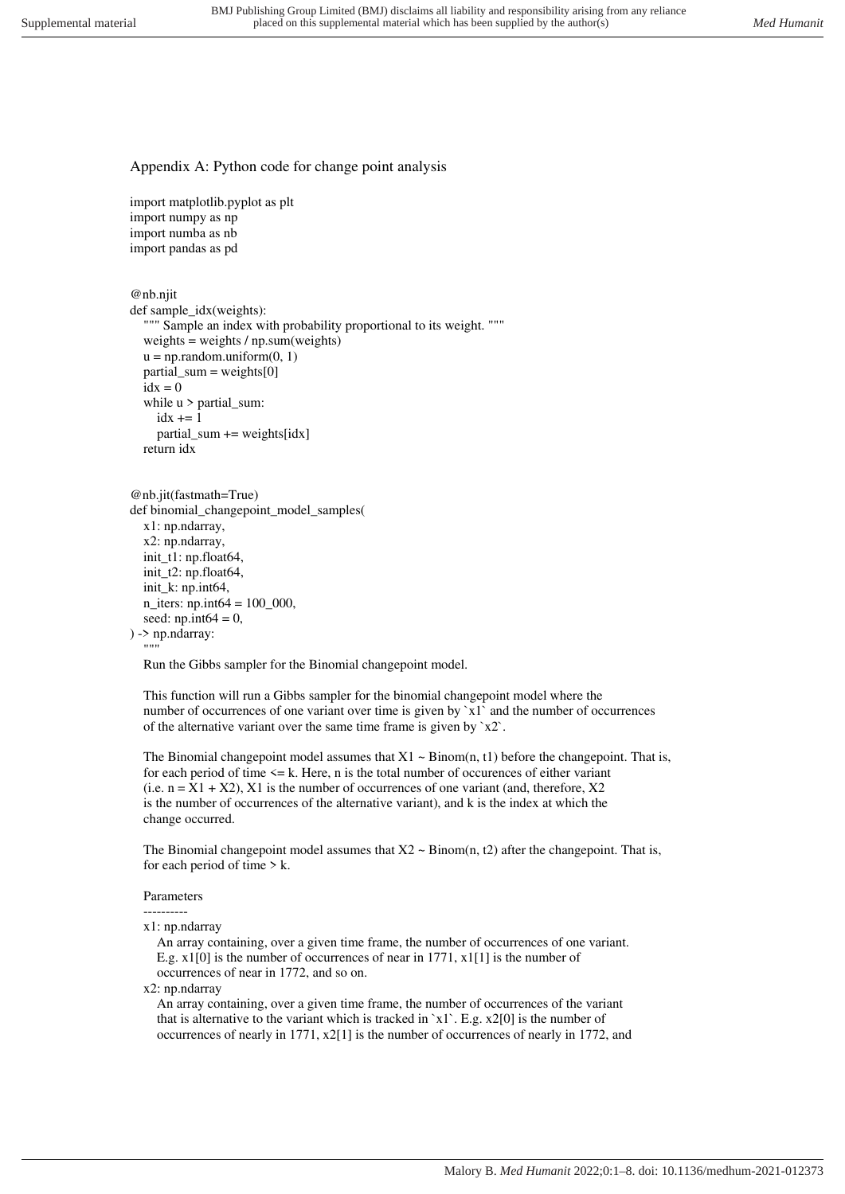Appendix A: Python code for change point analysis

```
import matplotlib.pyplot as plt
import numpy as np
import numba as nb
import pandas as pd


@nb.njit
def sample_idx(weights):
    """ Sample an index with probability proportional to its weight. """
    weights = weights / np.sum(weights)
    u = np.random.uniform(0, 1)
    partial_sum = weights[0]
    idx = 0
    while u > partial_sum:
        idx += 1
        partial_sum += weights[idx]
    return idx


@nb.jit(fastmath=True)
def binomial_changepoint_model_samples(
    x1: np.ndarray,
    x2: np.ndarray,
    init_t1: np.float64,
    init_t2: np.float64,
    init_k: np.int64,
    n_iters: np.int64 = 100_000,
    seed: np.int64 = 0,
) -> np.ndarray:
    """
    Run the Gibbs sampler for the Binomial changepoint model.

    This function will run a Gibbs sampler for the binomial changepoint model where the
    number of occurrences of one variant over time is given by `x1` and the number of occurrences
    of the alternative variant over the same time frame is given by `x2`.

    The Binomial changepoint model assumes that X1 ~ Binom(n, t1) before the changepoint. That is,
    for each period of time <= k. Here, n is the total number of occurences of either variant
    (i.e. n = X1 + X2), X1 is the number of occurrences of one variant (and, therefore, X2
    is the number of occurrences of the alternative variant), and k is the index at which the
    change occurred.

    The Binomial changepoint model assumes that X2 ~ Binom(n, t2) after the changepoint. That is,
    for each period of time > k.

    Parameters
    ----------
    x1: np.ndarray
        An array containing, over a given time frame, the number of occurrences of one variant.
        E.g. x1[0] is the number of occurrences of near in 1771, x1[1] is the number of
        occurrences of near in 1772, and so on.
    x2: np.ndarray
        An array containing, over a given time frame, the number of occurrences of the variant
        that is alternative to the variant which is tracked in `x1`. E.g. x2[0] is the number of
        occurrences of nearly in 1771, x2[1] is the number of occurrences of nearly in 1772, and
```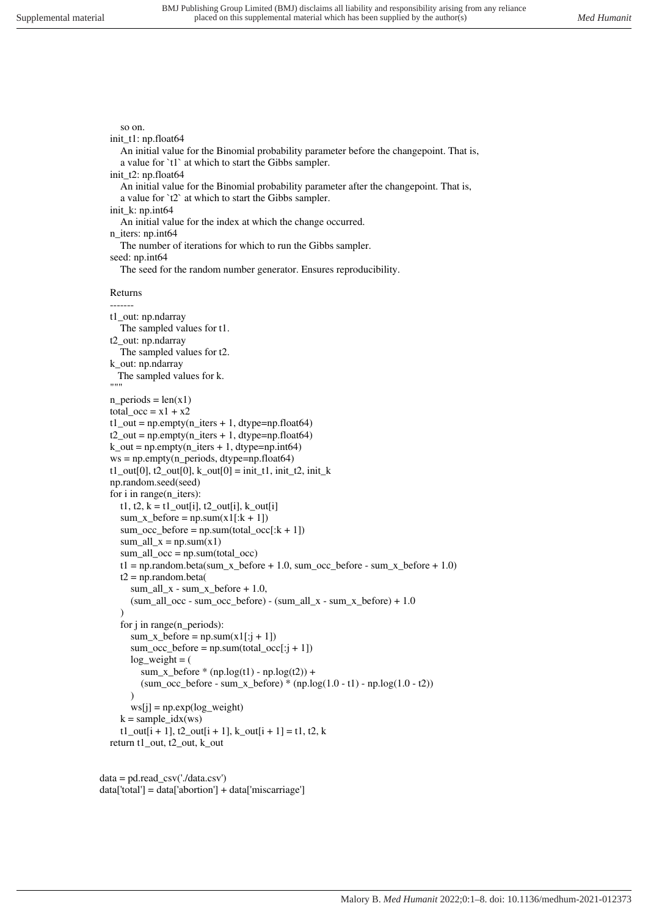```
        so on.
    init_t1: np.float64
        An initial value for the Binomial probability parameter before the changepoint. That is,
        a value for `t1` at which to start the Gibbs sampler.
    init_t2: np.float64
        An initial value for the Binomial probability parameter after the changepoint. That is,
        a value for `t2` at which to start the Gibbs sampler.
    init_k: np.int64
        An initial value for the index at which the change occurred.
    n_iters: np.int64
        The number of iterations for which to run the Gibbs sampler.
    seed: np.int64
        The seed for the random number generator. Ensures reproducibility.

    Returns
    -------
    t1_out: np.ndarray
        The sampled values for t1.
    t2_out: np.ndarray
        The sampled values for t2.
    k_out: np.ndarray
       The sampled values for k.
    """
    n_periods = len(x1)
    total_occ = x1 + x2
    t1_out = np.empty(n_iters + 1, dtype=np.float64)
    t2_out = np.empty(n_iters + 1, dtype=np.float64)
    k_out = np.empty(n_iters + 1, dtype=np.int64)
    ws = np.empty(n_periods, dtype=np.float64)
    t1_out[0], t2_out[0], k_out[0] = init_t1, init_t2, init_k
    np.random.seed(seed)
    for i in range(n_iters):
        t1, t2, k = t1_out[i], t2_out[i], k_out[i]
        sum_x_before = np.sum(x1[:k + 1])
        sum_occ_before = np.sum(total_occ[:k + 1])
        sum_all_x = np.sum(x1)
        sum_all_occ = np.sum(total_occ)
        t1 = np.random.beta(sum_x_before + 1.0, sum_occ_before - sum_x_before + 1.0)
        t2 = np.random.beta(
            sum_all_x - sum_x_before + 1.0,
            (sum_all_occ - sum_occ_before) - (sum_all_x - sum_x_before) + 1.0
        )
        for j in range(n_periods):
            sum_x_before = np.sum(x1[:j + 1])
            sum_occ_before = np.sum(total_occ[:j + 1])
            log_weight = (
                sum_x_before * (np.log(t1) - np.log(t2)) +
                (sum_occ_before - sum_x_before) * (np.log(1.0 - t1) - np.log(1.0 - t2))
            )
            ws[j] = np.exp(log_weight)
        k = sample_idx(ws)
        t1_out[i + 1], t2_out[i + 1], k_out[i + 1] = t1, t2, k
    return t1_out, t2_out, k_out


data = pd.read_csv('./data.csv')
data['total'] = data['abortion'] + data['miscarriage']
```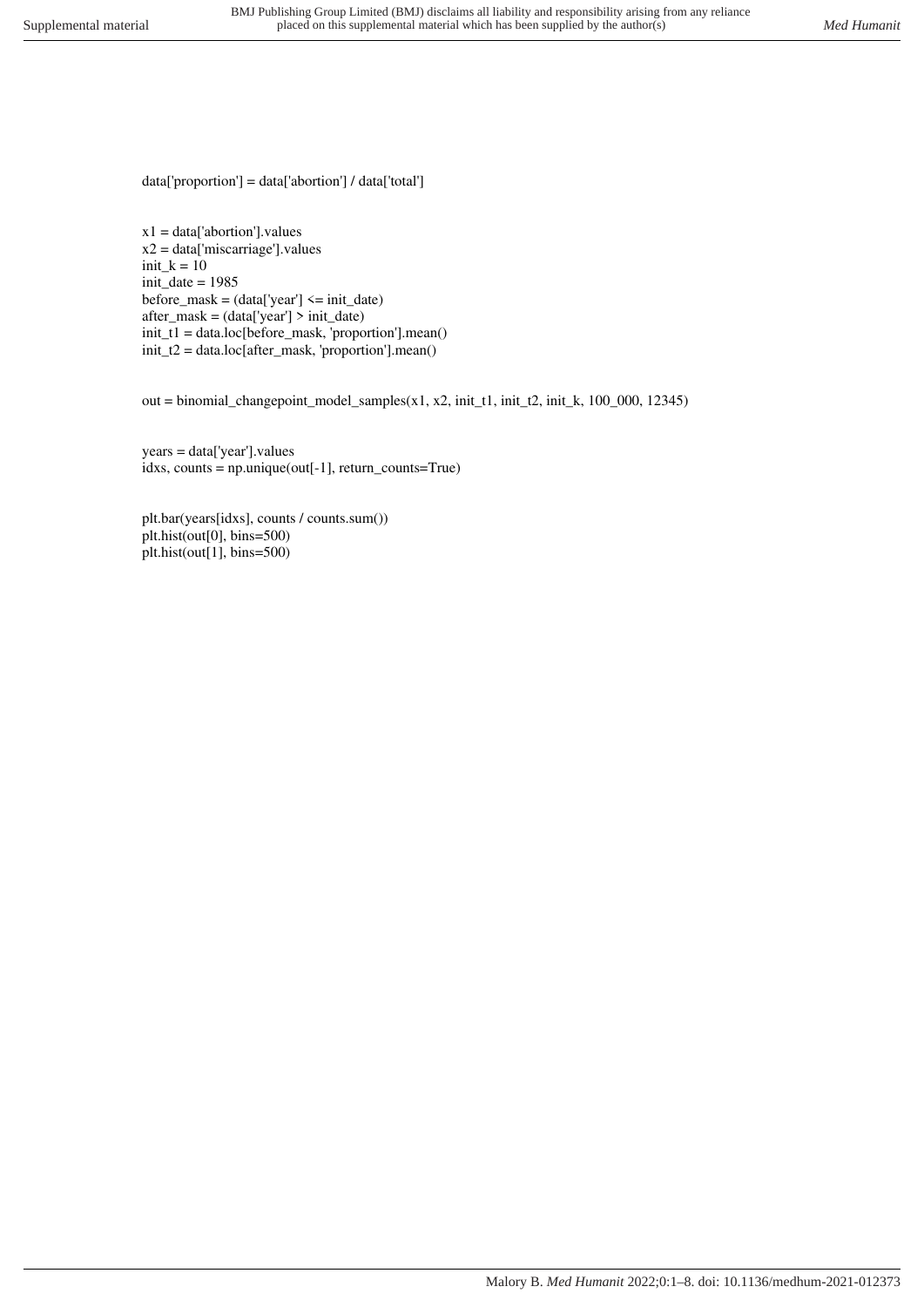```
data['proportion'] = data['abortion'] / data['total']


x1 = data['abortion'].values
x2 = data['miscarriage'].values
init_k = 10
init_date = 1985
before_mask = (data['year'] <= init_date)
after_mask = (data['year'] > init_date)
init_t1 = data.loc[before_mask, 'proportion'].mean()
init_t2 = data.loc[after_mask, 'proportion'].mean()


out = binomial_changepoint_model_samples(x1, x2, init_t1, init_t2, init_k, 100_000, 12345)


years = data['year'].values
idxs, counts = np.unique(out[-1], return_counts=True)


plt.bar(years[idxs], counts / counts.sum())
plt.hist(out[0], bins=500)
plt.hist(out[1], bins=500)
```